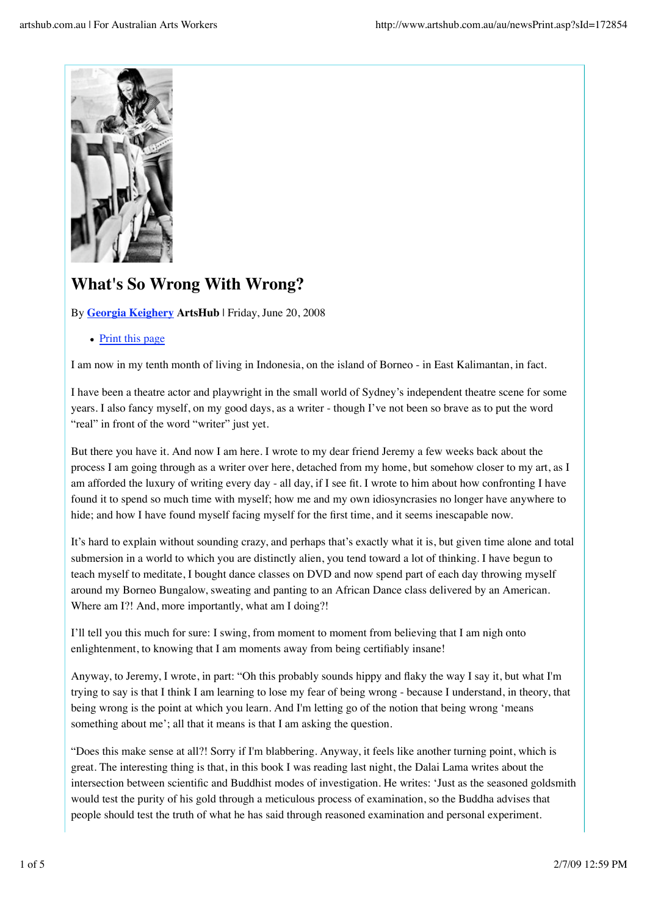# What's So Wrong With Wrong?

By **Georgia Keighery** **ArtsHub** | Friday, June 20, 2008

- Print this page

I am now in my tenth month of living in Indonesia, on the island of Borneo - in East Kalimantan, in fact.

I have been a theatre actor and playwright in the small world of Sydney's independent theatre scene for some years. I also fancy myself, on my good days, as a writer - though I've not been so brave as to put the word "real" in front of the word "writer" just yet.

But there you have it. And now I am here. I wrote to my dear friend Jeremy a few weeks back about the process I am going through as a writer over here, detached from my home, but somehow closer to my art, as I am afforded the luxury of writing every day - all day, if I see fit. I wrote to him about how confronting I have found it to spend so much time with myself; how me and my own idiosyncrasies no longer have anywhere to hide; and how I have found myself facing myself for the first time, and it seems inescapable now.

It's hard to explain without sounding crazy, and perhaps that's exactly what it is, but given time alone and total submersion in a world to which you are distinctly alien, you tend toward a lot of thinking. I have begun to teach myself to meditate, I bought dance classes on DVD and now spend part of each day throwing myself around my Borneo Bungalow, sweating and panting to an African Dance class delivered by an American. Where am I?! And, more importantly, what am I doing?!

I'll tell you this much for sure: I swing, from moment to moment from believing that I am nigh onto enlightenment, to knowing that I am moments away from being certifiably insane!

Anyway, to Jeremy, I wrote, in part: "Oh this probably sounds hippy and flaky the way I say it, but what I'm trying to say is that I think I am learning to lose my fear of being wrong - because I understand, in theory, that being wrong is the point at which you learn. And I'm letting go of the notion that being wrong 'means something about me'; all that it means is that I am asking the question.

"Does this make sense at all?! Sorry if I'm blabbering. Anyway, it feels like another turning point, which is great. The interesting thing is that, in this book I was reading last night, the Dalai Lama writes about the intersection between scientific and Buddhist modes of investigation. He writes: 'Just as the seasoned goldsmith would test the purity of his gold through a meticulous process of examination, so the Buddha advises that people should test the truth of what he has said through reasoned examination and personal experiment.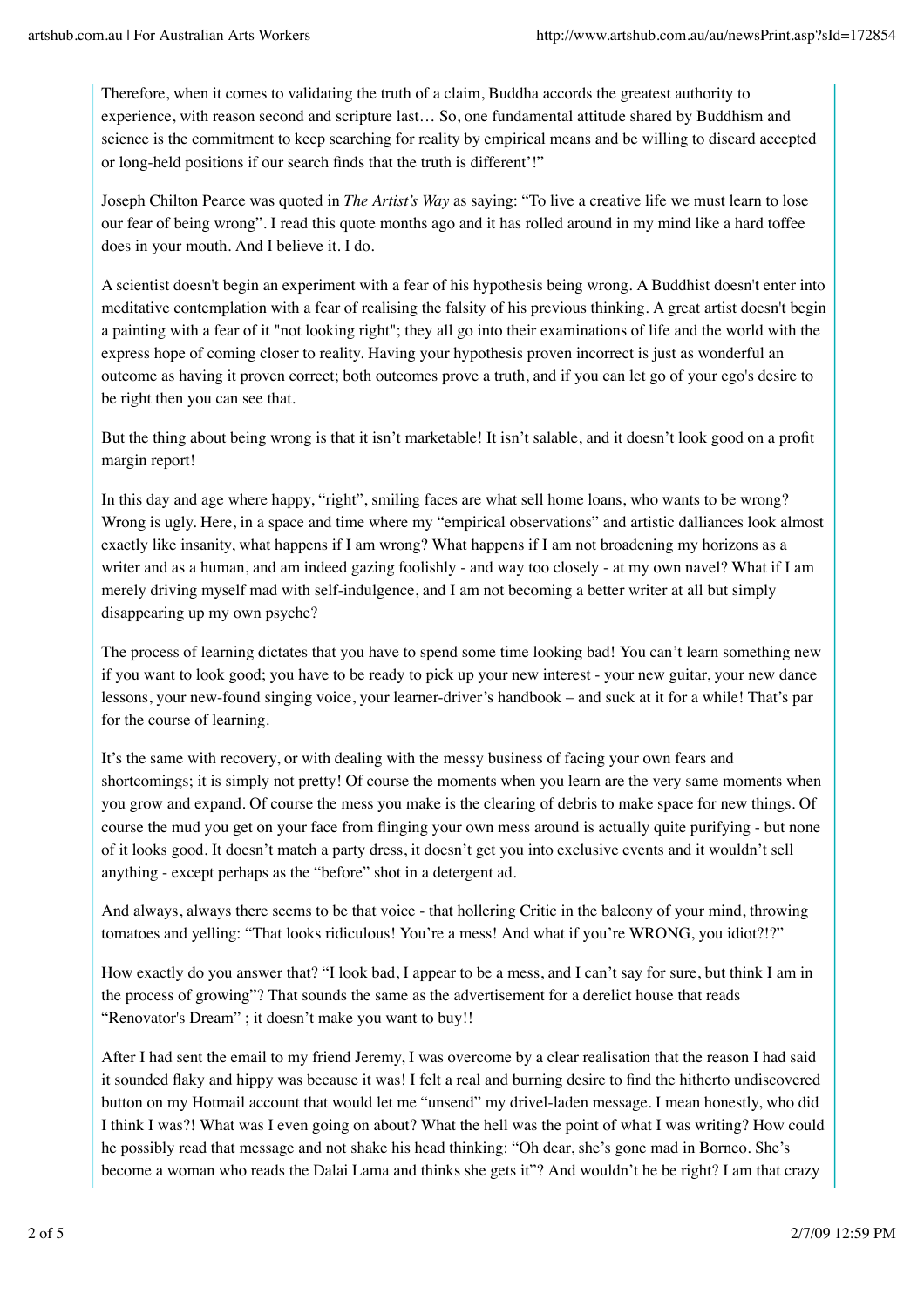Therefore, when it comes to validating the truth of a claim, Buddha accords the greatest authority to experience, with reason second and scripture last… So, one fundamental attitude shared by Buddhism and science is the commitment to keep searching for reality by empirical means and be willing to discard accepted or long-held positions if our search finds that the truth is different'!"

Joseph Chilton Pearce was quoted in *The Artist's Way* as saying: "To live a creative life we must learn to lose our fear of being wrong". I read this quote months ago and it has rolled around in my mind like a hard toffee does in your mouth. And I believe it. I do.

A scientist doesn't begin an experiment with a fear of his hypothesis being wrong. A Buddhist doesn't enter into meditative contemplation with a fear of realising the falsity of his previous thinking. A great artist doesn't begin a painting with a fear of it "not looking right"; they all go into their examinations of life and the world with the express hope of coming closer to reality. Having your hypothesis proven incorrect is just as wonderful an outcome as having it proven correct; both outcomes prove a truth, and if you can let go of your ego's desire to be right then you can see that.

But the thing about being wrong is that it isn't marketable! It isn't salable, and it doesn't look good on a profit margin report!

In this day and age where happy, "right", smiling faces are what sell home loans, who wants to be wrong? Wrong is ugly. Here, in a space and time where my "empirical observations" and artistic dalliances look almost exactly like insanity, what happens if I am wrong? What happens if I am not broadening my horizons as a writer and as a human, and am indeed gazing foolishly - and way too closely - at my own navel? What if I am merely driving myself mad with self-indulgence, and I am not becoming a better writer at all but simply disappearing up my own psyche?

The process of learning dictates that you have to spend some time looking bad! You can't learn something new if you want to look good; you have to be ready to pick up your new interest - your new guitar, your new dance lessons, your new-found singing voice, your learner-driver's handbook – and suck at it for a while! That's par for the course of learning.

It's the same with recovery, or with dealing with the messy business of facing your own fears and shortcomings; it is simply not pretty! Of course the moments when you learn are the very same moments when you grow and expand. Of course the mess you make is the clearing of debris to make space for new things. Of course the mud you get on your face from flinging your own mess around is actually quite purifying - but none of it looks good. It doesn't match a party dress, it doesn't get you into exclusive events and it wouldn't sell anything - except perhaps as the "before" shot in a detergent ad.

And always, always there seems to be that voice - that hollering Critic in the balcony of your mind, throwing tomatoes and yelling: "That looks ridiculous! You're a mess! And what if you're WRONG, you idiot?!?"

How exactly do you answer that? "I look bad, I appear to be a mess, and I can't say for sure, but think I am in the process of growing"? That sounds the same as the advertisement for a derelict house that reads "Renovator's Dream" ; it doesn't make you want to buy!!

After I had sent the email to my friend Jeremy, I was overcome by a clear realisation that the reason I had said it sounded flaky and hippy was because it was! I felt a real and burning desire to find the hitherto undiscovered button on my Hotmail account that would let me "unsend" my drivel-laden message. I mean honestly, who did I think I was?! What was I even going on about? What the hell was the point of what I was writing? How could he possibly read that message and not shake his head thinking: "Oh dear, she's gone mad in Borneo. She's become a woman who reads the Dalai Lama and thinks she gets it"? And wouldn't he be right? I am that crazy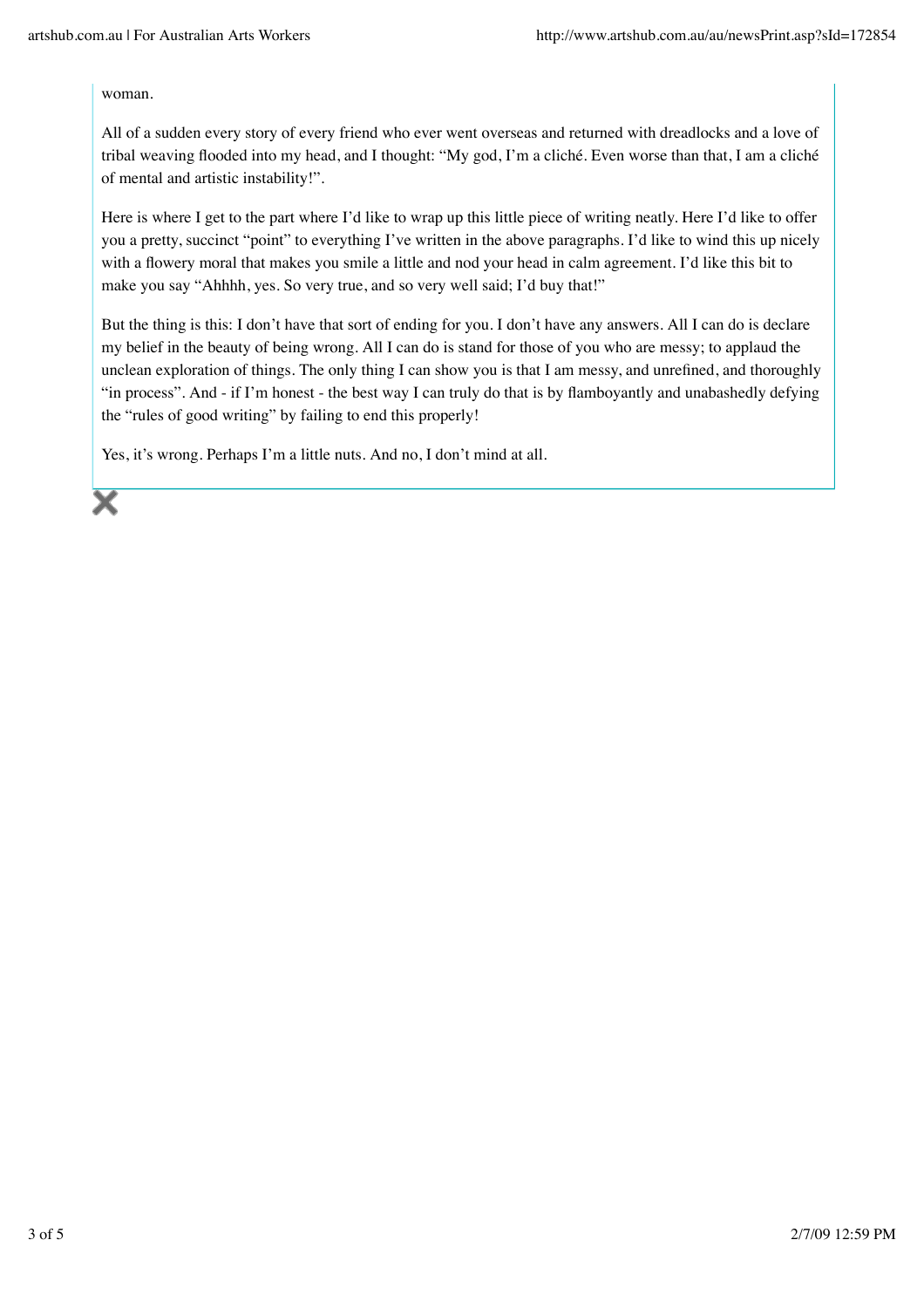woman.

All of a sudden every story of every friend who ever went overseas and returned with dreadlocks and a love of tribal weaving flooded into my head, and I thought: "My god, I'm a cliché. Even worse than that, I am a cliché of mental and artistic instability!".

Here is where I get to the part where I'd like to wrap up this little piece of writing neatly. Here I'd like to offer you a pretty, succinct "point" to everything I've written in the above paragraphs. I'd like to wind this up nicely with a flowery moral that makes you smile a little and nod your head in calm agreement. I'd like this bit to make you say "Ahhhh, yes. So very true, and so very well said; I'd buy that!"

But the thing is this: I don't have that sort of ending for you. I don't have any answers. All I can do is declare my belief in the beauty of being wrong. All I can do is stand for those of you who are messy; to applaud the unclean exploration of things. The only thing I can show you is that I am messy, and unrefined, and thoroughly "in process". And - if I'm honest - the best way I can truly do that is by flamboyantly and unabashedly defying the "rules of good writing" by failing to end this properly!

Yes, it's wrong. Perhaps I'm a little nuts. And no, I don't mind at all.